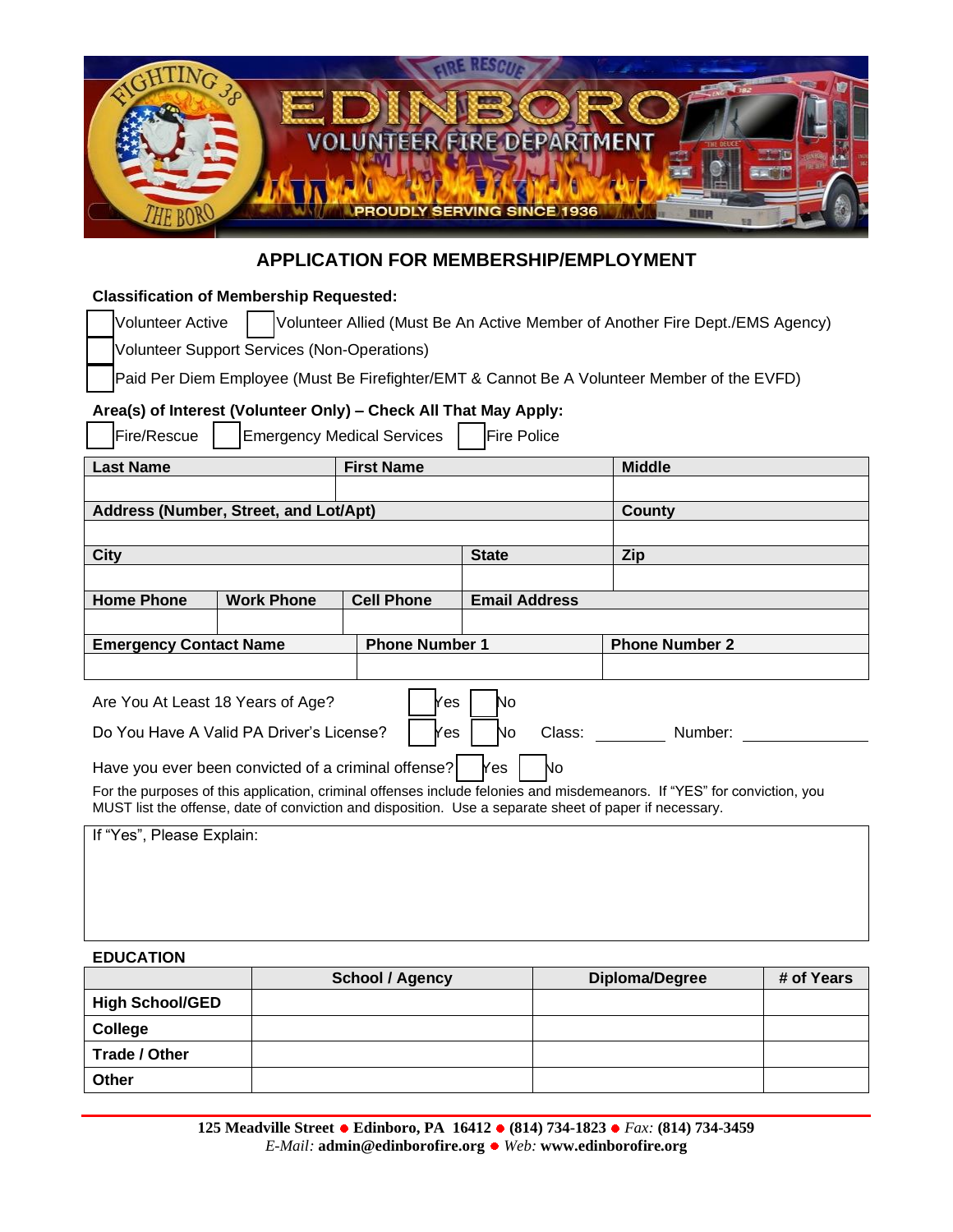# APPLICATION FOR MEMBERSHIP/EMPLOYMENT

**Classification of Membership Requested:**

☐ Volunteer Active ☐ Volunteer Allied (Must Be An Active Member of Another Fire Dept./EMS Agency)

☐ Volunteer Support Services (Non-Operations)

☐ Paid Per Diem Employee (Must Be Firefighter/EMT & Cannot Be A Volunteer Member of the EVFD)

**Area(s) of Interest (Volunteer Only) – Check All That May Apply:**

☐ Fire/Rescue ☐ Emergency Medical Services ☐ Fire Police

| Last Name | First Name | Middle |
|---|---|---|
| | | |

| Address (Number, Street, and Lot/Apt) | County |
|---|---|
| | |

| City | State | Zip |
|---|---|---|
| | | |

| Home Phone | Work Phone | Cell Phone | Email Address |
|---|---|---|---|
| | | | |

| Emergency Contact Name | Phone Number 1 | Phone Number 2 |
|---|---|---|
| | | |

Are You At Least 18 Years of Age? ☐ Yes ☐ No

Do You Have A Valid PA Driver's License? ☐ Yes ☐ No Class: ________ Number: ____________

Have you ever been convicted of a criminal offense? ☐ Yes ☐ No

For the purposes of this application, criminal offenses include felonies and misdemeanors. If "YES" for conviction, you MUST list the offense, date of conviction and disposition. Use a separate sheet of paper if necessary.

| If "Yes", Please Explain: |
|---|
| |

**EDUCATION**

| | School / Agency | Diploma/Degree | # of Years |
|---|---|---|---|
| **High School/GED** | | | |
| **College** | | | |
| **Trade / Other** | | | |
| **Other** | | | |

**125 Meadville Street** ● **Edinboro, PA 16412** ● **(814) 734-1823** ● *Fax:* **(814) 734-3459**
*E-Mail:* **admin@edinborofire.org** ● *Web:* **www.edinborofire.org**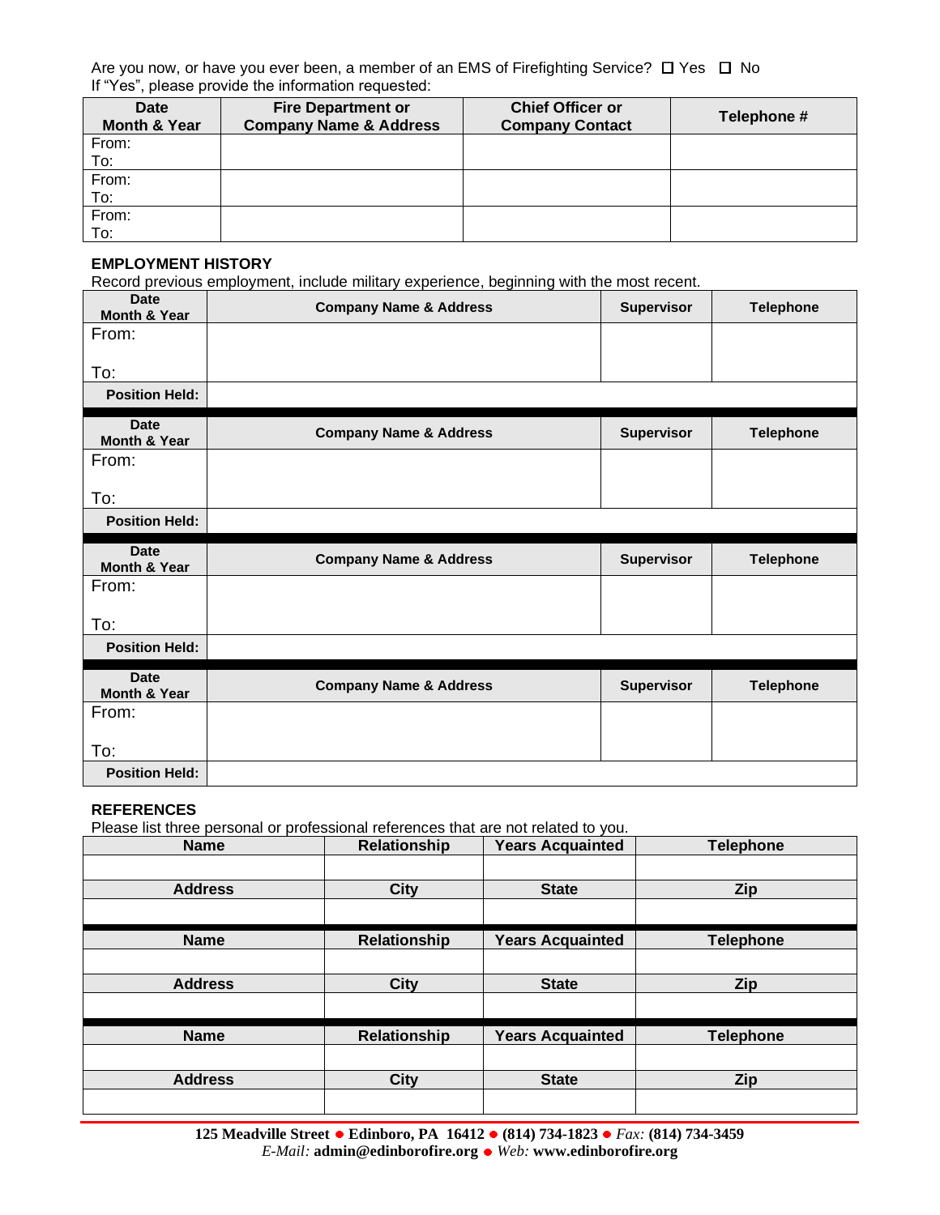Are you now, or have you ever been, a member of an EMS of Firefighting Service? ☐ Yes ☐ No
If "Yes", please provide the information requested:

| Date Month & Year | Fire Department or Company Name & Address | Chief Officer or Company Contact | Telephone # |
|---|---|---|---|
| From: To: | | | |
| From: To: | | | |
| From: To: | | | |

**EMPLOYMENT HISTORY**

Record previous employment, include military experience, beginning with the most recent.

| Date Month & Year | Company Name & Address | Supervisor | Telephone |
|---|---|---|---|
| From: To: | | | |
| **Position Held:** | | | |

| Date Month & Year | Company Name & Address | Supervisor | Telephone |
|---|---|---|---|
| From: To: | | | |
| **Position Held:** | | | |

| Date Month & Year | Company Name & Address | Supervisor | Telephone |
|---|---|---|---|
| From: To: | | | |
| **Position Held:** | | | |

| Date Month & Year | Company Name & Address | Supervisor | Telephone |
|---|---|---|---|
| From: To: | | | |
| **Position Held:** | | | |

**REFERENCES**

Please list three personal or professional references that are not related to you.

| Name | Relationship | Years Acquainted | Telephone |
|---|---|---|---|
| | | | |
| **Address** | **City** | **State** | **Zip** |
| | | | |

| Name | Relationship | Years Acquainted | Telephone |
|---|---|---|---|
| | | | |
| **Address** | **City** | **State** | **Zip** |
| | | | |

| Name | Relationship | Years Acquainted | Telephone |
|---|---|---|---|
| | | | |
| **Address** | **City** | **State** | **Zip** |
| | | | |

**125 Meadville Street** • **Edinboro, PA 16412** • **(814) 734-1823** • *Fax:* **(814) 734-3459**
*E-Mail:* **admin@edinborofire.org** • *Web:* **www.edinborofire.org**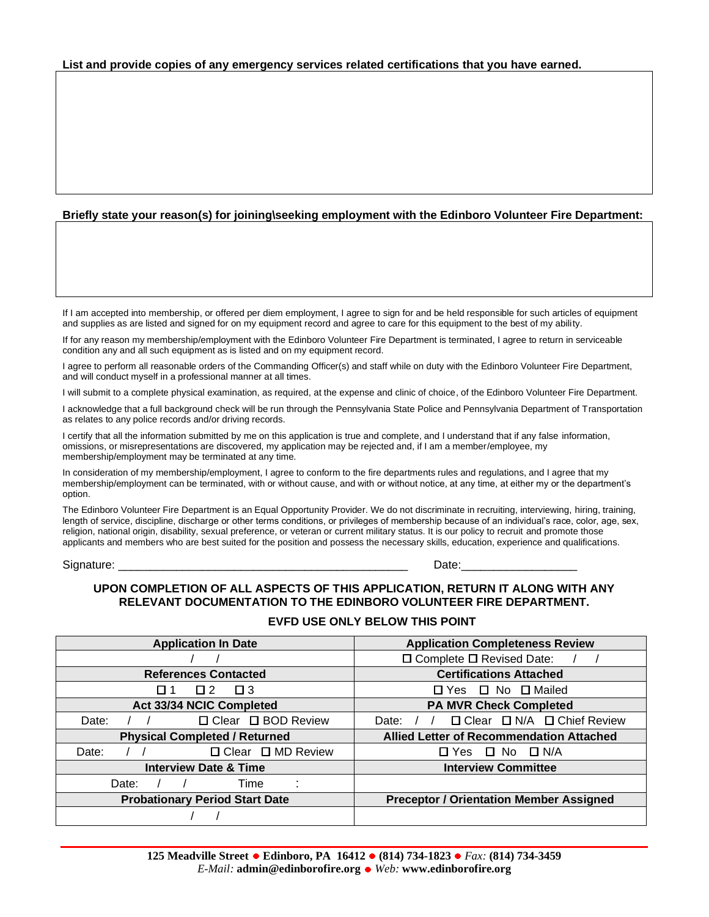**List and provide copies of any emergency services related certifications that you have earned.**

**Briefly state your reason(s) for joining\seeking employment with the Edinboro Volunteer Fire Department:**

If I am accepted into membership, or offered per diem employment, I agree to sign for and be held responsible for such articles of equipment and supplies as are listed and signed for on my equipment record and agree to care for this equipment to the best of my ability.

If for any reason my membership/employment with the Edinboro Volunteer Fire Department is terminated, I agree to return in serviceable condition any and all such equipment as is listed and on my equipment record.

I agree to perform all reasonable orders of the Commanding Officer(s) and staff while on duty with the Edinboro Volunteer Fire Department, and will conduct myself in a professional manner at all times.

I will submit to a complete physical examination, as required, at the expense and clinic of choice, of the Edinboro Volunteer Fire Department.

I acknowledge that a full background check will be run through the Pennsylvania State Police and Pennsylvania Department of Transportation as relates to any police records and/or driving records.

I certify that all the information submitted by me on this application is true and complete, and I understand that if any false information, omissions, or misrepresentations are discovered, my application may be rejected and, if I am a member/employee, my membership/employment may be terminated at any time.

In consideration of my membership/employment, I agree to conform to the fire departments rules and regulations, and I agree that my membership/employment can be terminated, with or without cause, and with or without notice, at any time, at either my or the department's option.

The Edinboro Volunteer Fire Department is an Equal Opportunity Provider. We do not discriminate in recruiting, interviewing, hiring, training, length of service, discipline, discharge or other terms conditions, or privileges of membership because of an individual's race, color, age, sex, religion, national origin, disability, sexual preference, or veteran or current military status. It is our policy to recruit and promote those applicants and members who are best suited for the position and possess the necessary skills, education, experience and qualifications.

Signature: _______________________________________________ Date:__________________

**UPON COMPLETION OF ALL ASPECTS OF THIS APPLICATION, RETURN IT ALONG WITH ANY RELEVANT DOCUMENTATION TO THE EDINBORO VOLUNTEER FIRE DEPARTMENT.**

**EVFD USE ONLY BELOW THIS POINT**

| **Application In Date** | **Application Completeness Review** |
|---|---|
| / / | ☐ Complete ☐ Revised Date: / / |
| **References Contacted** | **Certifications Attached** |
| ☐ 1 ☐ 2 ☐ 3 | ☐ Yes ☐ No ☐ Mailed |
| **Act 33/34 NCIC Completed** | **PA MVR Check Completed** |
| Date: / / ☐ Clear ☐ BOD Review | Date: / / ☐ Clear ☐ N/A ☐ Chief Review |
| **Physical Completed / Returned** | **Allied Letter of Recommendation Attached** |
| Date: / / ☐ Clear ☐ MD Review | ☐ Yes ☐ No ☐ N/A |
| **Interview Date & Time** | **Interview Committee** |
| Date: / / Time : | |
| **Probationary Period Start Date** | **Preceptor / Orientation Member Assigned** |
| / / | |

**125 Meadville Street** • **Edinboro, PA 16412** • **(814) 734-1823** • *Fax:* **(814) 734-3459**
*E-Mail:* **admin@edinborofire.org** • *Web:* **www.edinborofire.org**